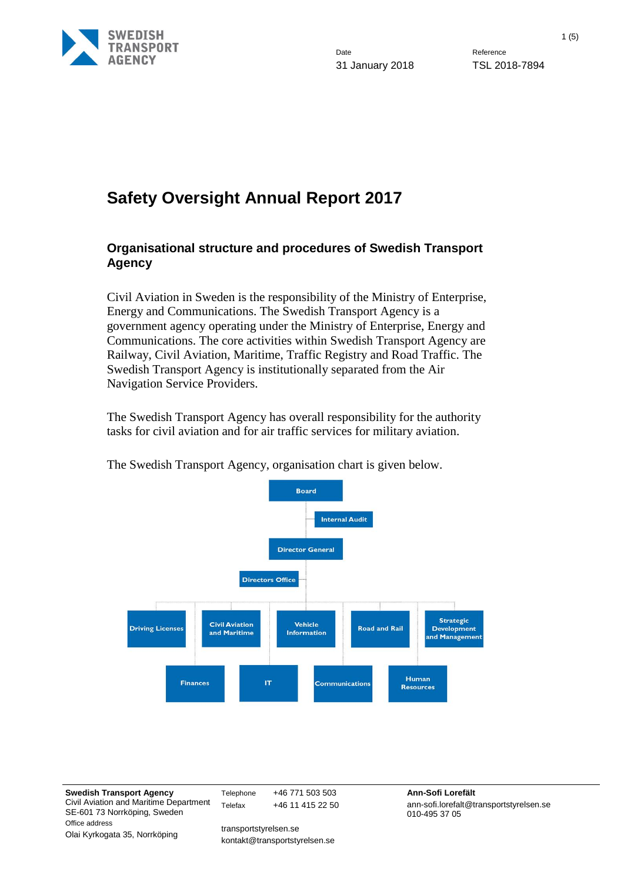Date
31 January 2018

Reference
TSL 2018-7894

# Safety Oversight Annual Report 2017

## Organisational structure and procedures of Swedish Transport Agency

Civil Aviation in Sweden is the responsibility of the Ministry of Enterprise, Energy and Communications. The Swedish Transport Agency is a government agency operating under the Ministry of Enterprise, Energy and Communications. The core activities within Swedish Transport Agency are Railway, Civil Aviation, Maritime, Traffic Registry and Road Traffic. The Swedish Transport Agency is institutionally separated from the Air Navigation Service Providers.

The Swedish Transport Agency has overall responsibility for the authority tasks for civil aviation and for air traffic services for military aviation.

The Swedish Transport Agency, organisation chart is given below.

Board

Internal Audit

Director General

Directors Office

Driving Licenses | Civil Aviation and Maritime | Vehicle Information | Road and Rail | Strategic Development and Management

Finances | IT | Communications | Human Resources

**Swedish Transport Agency**
Civil Aviation and Maritime Department
SE-601 73 Norrköping, Sweden
Office address
Olai Kyrkogata 35, Norrköping

Telephone +46 771 503 503
Telefax +46 11 415 22 50

transportstyrelsen.se
kontakt@transportstyrelsen.se

**Ann-Sofi Lorefält**
ann-sofi.lorefalt@transportstyrelsen.se
010-495 37 05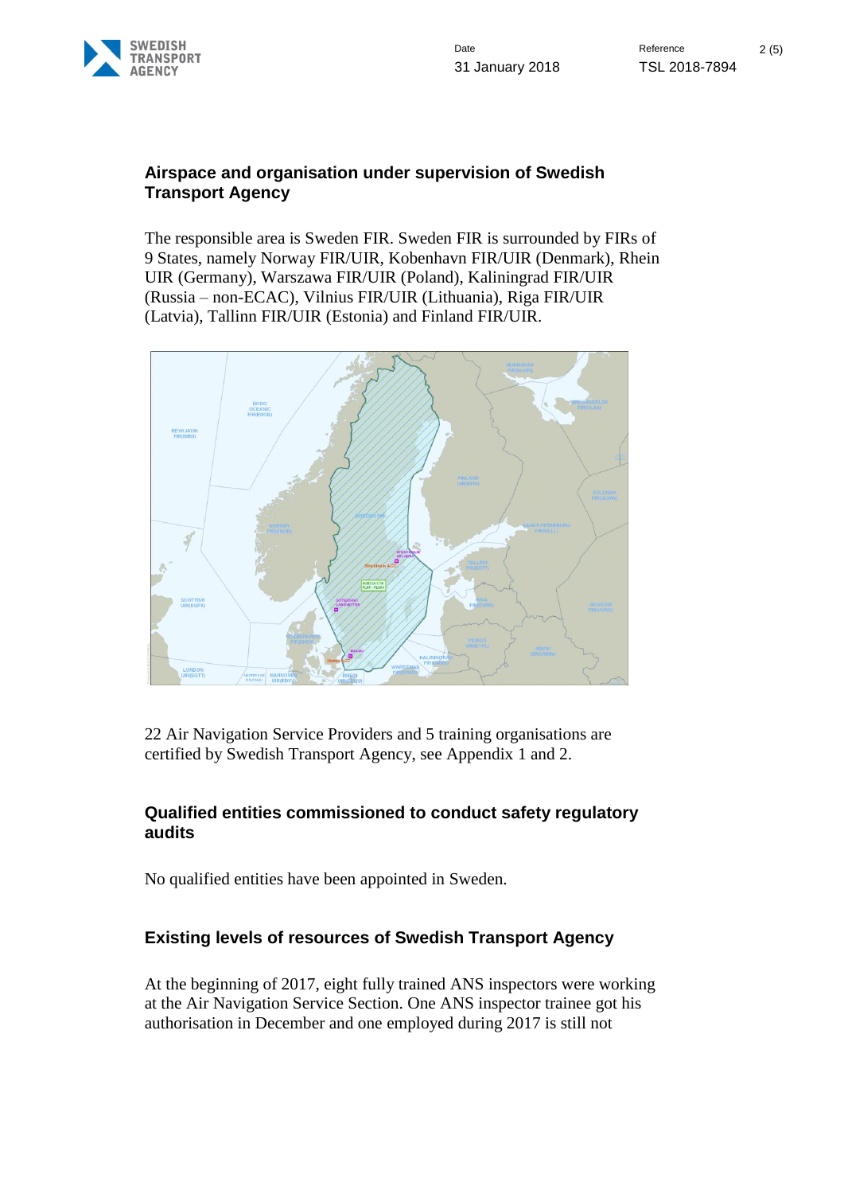## Airspace and organisation under supervision of Swedish Transport Agency

The responsible area is Sweden FIR. Sweden FIR is surrounded by FIRs of 9 States, namely Norway FIR/UIR, Kobenhavn FIR/UIR (Denmark), Rhein UIR (Germany), Warszawa FIR/UIR (Poland), Kaliningrad FIR/UIR (Russia – non-ECAC), Vilnius FIR/UIR (Lithuania), Riga FIR/UIR (Latvia), Tallinn FIR/UIR (Estonia) and Finland FIR/UIR.

22 Air Navigation Service Providers and 5 training organisations are certified by Swedish Transport Agency, see Appendix 1 and 2.

## Qualified entities commissioned to conduct safety regulatory audits

No qualified entities have been appointed in Sweden.

## Existing levels of resources of Swedish Transport Agency

At the beginning of 2017, eight fully trained ANS inspectors were working at the Air Navigation Service Section. One ANS inspector trainee got his authorisation in December and one employed during 2017 is still not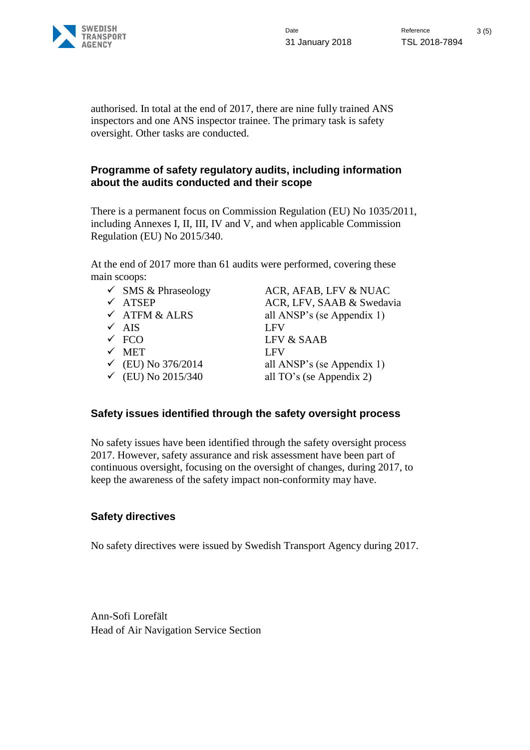authorised. In total at the end of 2017, there are nine fully trained ANS inspectors and one ANS inspector trainee. The primary task is safety oversight. Other tasks are conducted.

## Programme of safety regulatory audits, including information about the audits conducted and their scope

There is a permanent focus on Commission Regulation (EU) No 1035/2011, including Annexes I, II, III, IV and V, and when applicable Commission Regulation (EU) No 2015/340.

At the end of 2017 more than 61 audits were performed, covering these main scoops:

| | |
|---|---|
| ✓ SMS & Phraseology | ACR, AFAB, LFV & NUAC |
| ✓ ATSEP | ACR, LFV, SAAB & Swedavia |
| ✓ ATFM & ALRS | all ANSP's (se Appendix 1) |
| ✓ AIS | LFV |
| ✓ FCO | LFV & SAAB |
| ✓ MET | LFV |
| ✓ (EU) No 376/2014 | all ANSP's (se Appendix 1) |
| ✓ (EU) No 2015/340 | all TO's (se Appendix 2) |

## Safety issues identified through the safety oversight process

No safety issues have been identified through the safety oversight process 2017. However, safety assurance and risk assessment have been part of continuous oversight, focusing on the oversight of changes, during 2017, to keep the awareness of the safety impact non-conformity may have.

## Safety directives

No safety directives were issued by Swedish Transport Agency during 2017.

Ann-Sofi Lorefält  
Head of Air Navigation Service Section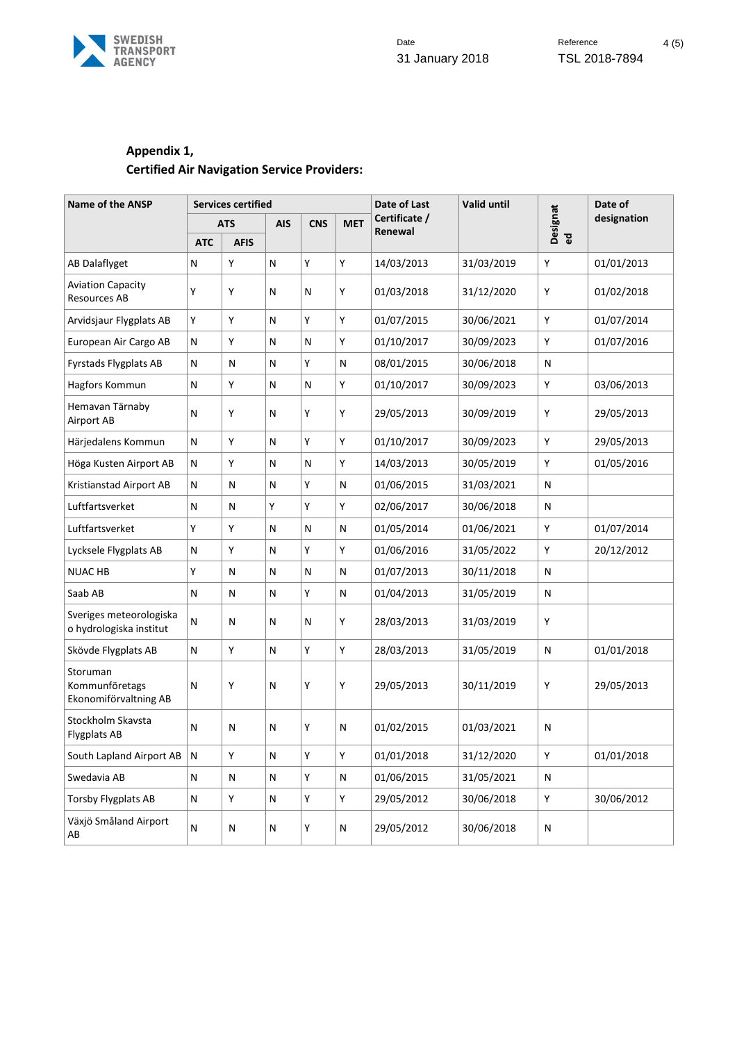**Appendix 1,**
**Certified Air Navigation Service Providers:**

| Name of the ANSP | Services certified | | | | | Date of Last Certificate / Renewal | Valid until | Designated | Date of designation |
|---|---|---|---|---|---|---|---|---|---|
| | ATS | | AIS | CNS | MET | | | | |
| | ATC | AFIS | | | | | | | |
| AB Dalaflyget | N | Y | N | Y | Y | 14/03/2013 | 31/03/2019 | Y | 01/01/2013 |
| Aviation Capacity Resources AB | Y | Y | N | N | Y | 01/03/2018 | 31/12/2020 | Y | 01/02/2018 |
| Arvidsjaur Flygplats AB | Y | Y | N | Y | Y | 01/07/2015 | 30/06/2021 | Y | 01/07/2014 |
| European Air Cargo AB | N | Y | N | N | Y | 01/10/2017 | 30/09/2023 | Y | 01/07/2016 |
| Fyrstads Flygplats AB | N | N | N | Y | N | 08/01/2015 | 30/06/2018 | N | |
| Hagfors Kommun | N | Y | N | N | Y | 01/10/2017 | 30/09/2023 | Y | 03/06/2013 |
| Hemavan Tärnaby Airport AB | N | Y | N | Y | Y | 29/05/2013 | 30/09/2019 | Y | 29/05/2013 |
| Härjedalens Kommun | N | Y | N | Y | Y | 01/10/2017 | 30/09/2023 | Y | 29/05/2013 |
| Höga Kusten Airport AB | N | Y | N | N | Y | 14/03/2013 | 30/05/2019 | Y | 01/05/2016 |
| Kristianstad Airport AB | N | N | N | Y | N | 01/06/2015 | 31/03/2021 | N | |
| Luftfartsverket | N | N | Y | Y | Y | 02/06/2017 | 30/06/2018 | N | |
| Luftfartsverket | Y | Y | N | N | N | 01/05/2014 | 01/06/2021 | Y | 01/07/2014 |
| Lycksele Flygplats AB | N | Y | N | Y | Y | 01/06/2016 | 31/05/2022 | Y | 20/12/2012 |
| NUAC HB | Y | N | N | N | N | 01/07/2013 | 30/11/2018 | N | |
| Saab AB | N | N | N | Y | N | 01/04/2013 | 31/05/2019 | N | |
| Sveriges meteorologiska o hydrologiska institut | N | N | N | N | Y | 28/03/2013 | 31/03/2019 | Y | |
| Skövde Flygplats AB | N | Y | N | Y | Y | 28/03/2013 | 31/05/2019 | N | 01/01/2018 |
| Storuman Kommunföretags Ekonomiförvaltning AB | N | Y | N | Y | Y | 29/05/2013 | 30/11/2019 | Y | 29/05/2013 |
| Stockholm Skavsta Flygplats AB | N | N | N | Y | N | 01/02/2015 | 01/03/2021 | N | |
| South Lapland Airport AB | N | Y | N | Y | Y | 01/01/2018 | 31/12/2020 | Y | 01/01/2018 |
| Swedavia AB | N | N | N | Y | N | 01/06/2015 | 31/05/2021 | N | |
| Torsby Flygplats AB | N | Y | N | Y | Y | 29/05/2012 | 30/06/2018 | Y | 30/06/2012 |
| Växjö Småland Airport AB | N | N | N | Y | N | 29/05/2012 | 30/06/2018 | N | |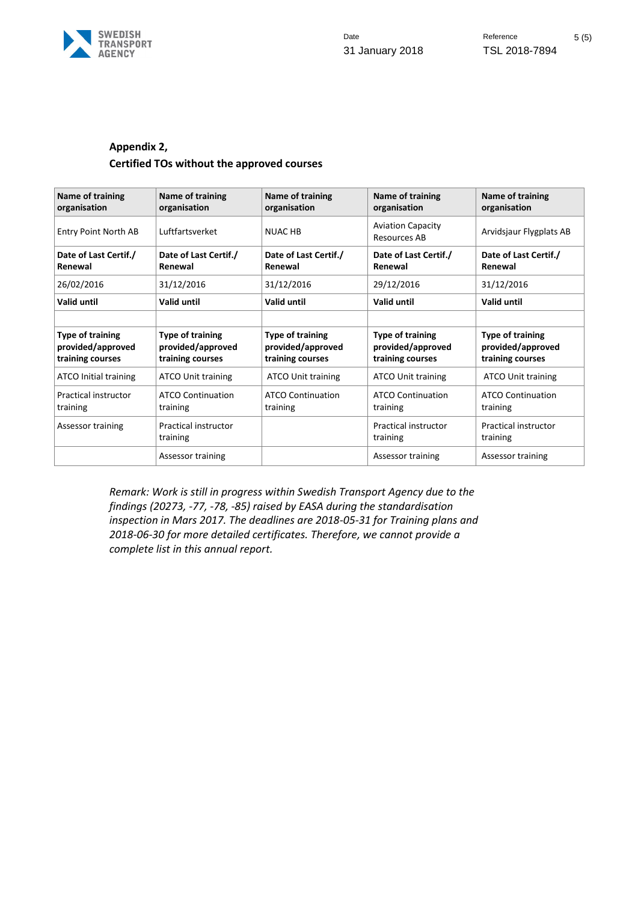**Appendix 2,**
**Certified TOs without the approved courses**

| **Name of training organisation** | **Name of training organisation** | **Name of training organisation** | **Name of training organisation** | **Name of training organisation** |
|---|---|---|---|---|
| Entry Point North AB | Luftfartsverket | NUAC HB | Aviation Capacity Resources AB | Arvidsjaur Flygplats AB |
| **Date of Last Certif./ Renewal** | **Date of Last Certif./ Renewal** | **Date of Last Certif./ Renewal** | **Date of Last Certif./ Renewal** | **Date of Last Certif./ Renewal** |
| 26/02/2016 | 31/12/2016 | 31/12/2016 | 29/12/2016 | 31/12/2016 |
| **Valid until** | **Valid until** | **Valid until** | **Valid until** | **Valid until** |
| | | | | |
| **Type of training provided/approved training courses** | **Type of training provided/approved training courses** | **Type of training provided/approved training courses** | **Type of training provided/approved training courses** | **Type of training provided/approved training courses** |
| ATCO Initial training | ATCO Unit training | ATCO Unit training | ATCO Unit training | ATCO Unit training |
| Practical instructor training | ATCO Continuation training | ATCO Continuation training | ATCO Continuation training | ATCO Continuation training |
| Assessor training | Practical instructor training | | Practical instructor training | Practical instructor training |
| | Assessor training | | Assessor training | Assessor training |

*Remark: Work is still in progress within Swedish Transport Agency due to the findings (20273, -77, -78, -85) raised by EASA during the standardisation inspection in Mars 2017. The deadlines are 2018-05-31 for Training plans and 2018-06-30 for more detailed certificates. Therefore, we cannot provide a complete list in this annual report.*